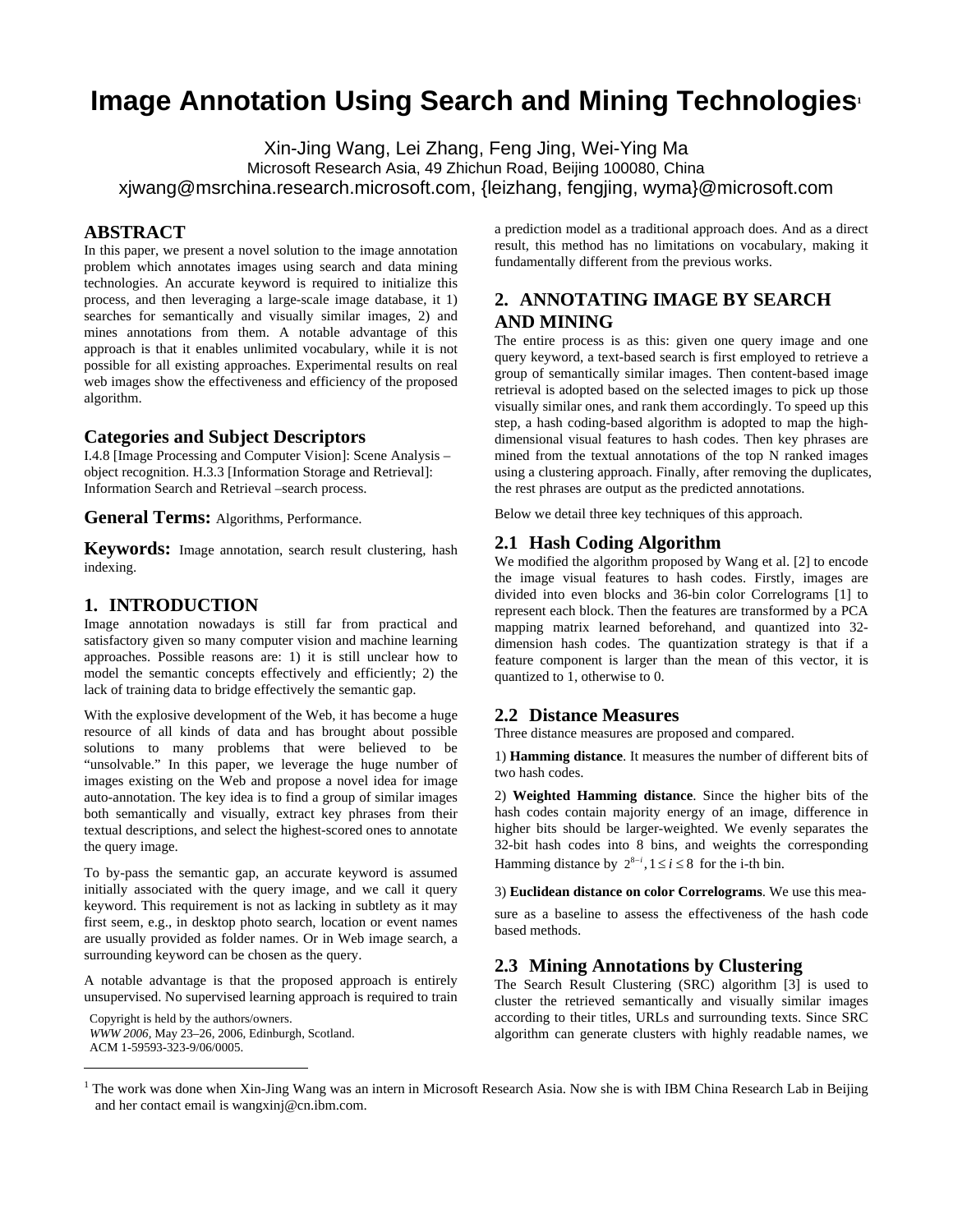# Image Annotation Using Search and Mining Technologies[1]

Xin-Jing Wang, Lei Zhang, Feng Jing, Wei-Ying Ma
Microsoft Research Asia, 49 Zhichun Road, Beijing 100080, China
xjwang@msrchina.research.microsoft.com, {leizhang, fengjing, wyma}@microsoft.com

## ABSTRACT

In this paper, we present a novel solution to the image annotation problem which annotates images using search and data mining technologies. An accurate keyword is required to initialize this process, and then leveraging a large-scale image database, it 1) searches for semantically and visually similar images, 2) and mines annotations from them. A notable advantage of this approach is that it enables unlimited vocabulary, while it is not possible for all existing approaches. Experimental results on real web images show the effectiveness and efficiency of the proposed algorithm.

### Categories and Subject Descriptors

I.4.8 [Image Processing and Computer Vision]: Scene Analysis – object recognition. H.3.3 [Information Storage and Retrieval]: Information Search and Retrieval –search process.

### General Terms: 
Algorithms, Performance.

### Keywords: 
Image annotation, search result clustering, hash indexing.

## 1. INTRODUCTION

Image annotation nowadays is still far from practical and satisfactory given so many computer vision and machine learning approaches. Possible reasons are: 1) it is still unclear how to model the semantic concepts effectively and efficiently; 2) the lack of training data to bridge effectively the semantic gap.

With the explosive development of the Web, it has become a huge resource of all kinds of data and has brought about possible solutions to many problems that were believed to be "unsolvable." In this paper, we leverage the huge number of images existing on the Web and propose a novel idea for image auto-annotation. The key idea is to find a group of similar images both semantically and visually, extract key phrases from their textual descriptions, and select the highest-scored ones to annotate the query image.

To by-pass the semantic gap, an accurate keyword is assumed initially associated with the query image, and we call it query keyword. This requirement is not as lacking in subtlety as it may first seem, e.g., in desktop photo search, location or event names are usually provided as folder names. Or in Web image search, a surrounding keyword can be chosen as the query.

A notable advantage is that the proposed approach is entirely unsupervised. No supervised learning approach is required to train a prediction model as a traditional approach does. And as a direct result, this method has no limitations on vocabulary, making it fundamentally different from the previous works.

Copyright is held by the authors/owners.
*WWW 2006*, May 23–26, 2006, Edinburgh, Scotland.
ACM 1-59593-323-9/06/0005.

## 2. ANNOTATING IMAGE BY SEARCH AND MINING

The entire process is as this: given one query image and one query keyword, a text-based search is first employed to retrieve a group of semantically similar images. Then content-based image retrieval is adopted based on the selected images to pick up those visually similar ones, and rank them accordingly. To speed up this step, a hash coding-based algorithm is adopted to map the high-dimensional visual features to hash codes. Then key phrases are mined from the textual annotations of the top N ranked images using a clustering approach. Finally, after removing the duplicates, the rest phrases are output as the predicted annotations.

Below we detail three key techniques of this approach.

### 2.1 Hash Coding Algorithm

We modified the algorithm proposed by Wang et al. [2] to encode the image visual features to hash codes. Firstly, images are divided into even blocks and 36-bin color Correlograms [1] to represent each block. Then the features are transformed by a PCA mapping matrix learned beforehand, and quantized into 32-dimension hash codes. The quantization strategy is that if a feature component is larger than the mean of this vector, it is quantized to 1, otherwise to 0.

### 2.2 Distance Measures

Three distance measures are proposed and compared.

1) **Hamming distance**. It measures the number of different bits of two hash codes.

2) **Weighted Hamming distance**. Since the higher bits of the hash codes contain majority energy of an image, difference in higher bits should be larger-weighted. We evenly separates the 32-bit hash codes into 8 bins, and weights the corresponding Hamming distance by $2^{8-i}, 1 \le i \le 8$ for the i-th bin.

3) **Euclidean distance on color Correlograms**. We use this measure as a baseline to assess the effectiveness of the hash code based methods.

### 2.3 Mining Annotations by Clustering

The Search Result Clustering (SRC) algorithm [3] is used to cluster the retrieved semantically and visually similar images according to their titles, URLs and surrounding texts. Since SRC algorithm can generate clusters with highly readable names, we

[1] The work was done when Xin-Jing Wang was an intern in Microsoft Research Asia. Now she is with IBM China Research Lab in Beijing and her contact email is wangxinj@cn.ibm.com.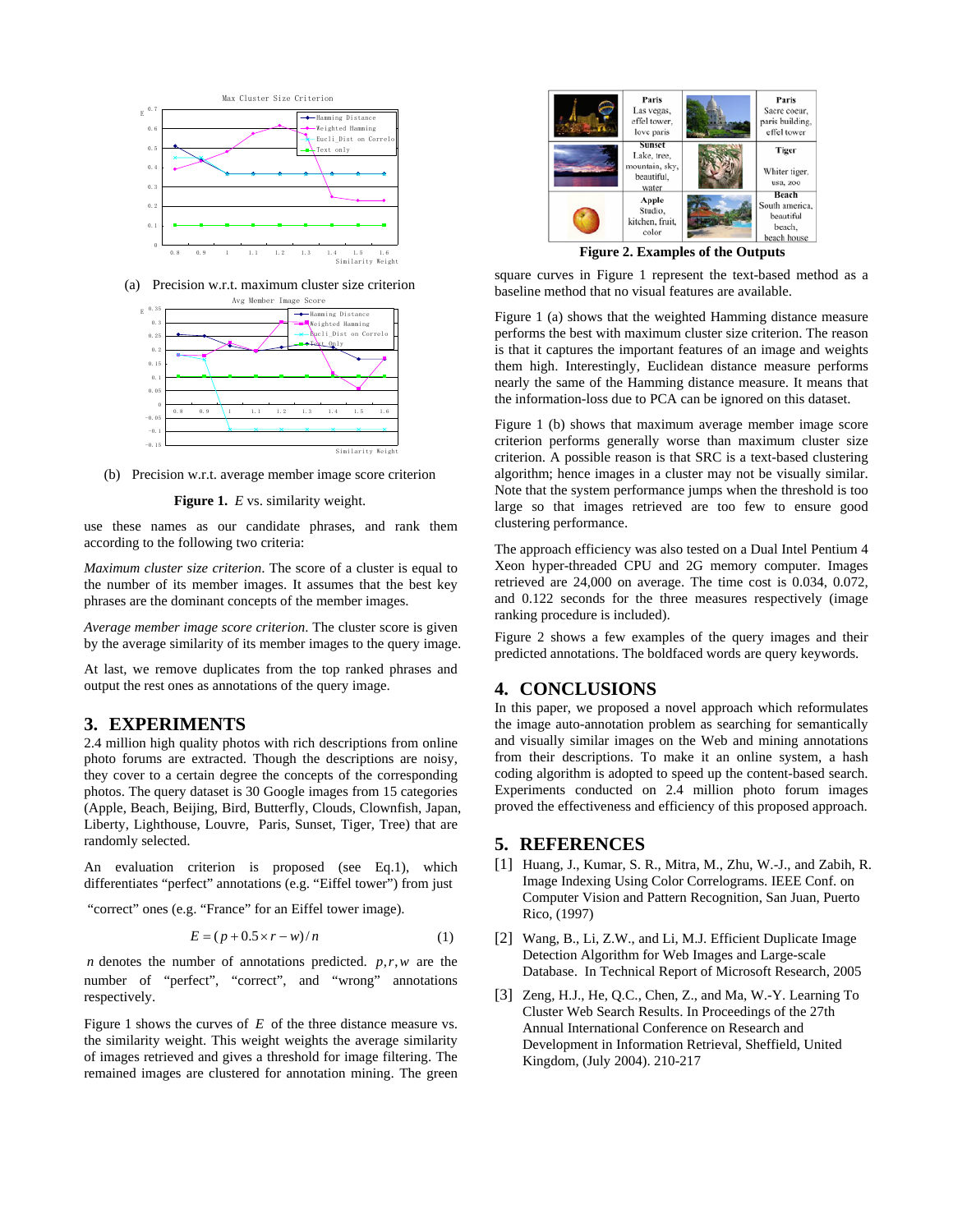Max Cluster Size Criterion

E 0.7 0.6 0.5 0.4 0.3 0.2 0.1 0

0.8 0.9 1 1.1 1.2 1.3 1.4 1.5 1.6

Similarity Weight

Hamming Distance
Weighted Hamming
Eucli_Dist on Correlo
Text only

(a) Precision w.r.t. maximum cluster size criterion

Avg Member Image Score

E 0.35 0.3 0.25 0.2 0.15 0.1 0.05 0 -0.05 -0.1 -0.15

0.8 0.9 1 1.1 1.2 1.3 1.4 1.5 1.6

Similarity Weight

Hamming Distance
Weighted Hamming
Eucli_Dist on Correlo
Text Only

(b) Precision w.r.t. average member image score criterion

**Figure 1.** $E$ vs. similarity weight.

use these names as our candidate phrases, and rank them according to the following two criteria:

*Maximum cluster size criterion*. The score of a cluster is equal to the number of its member images. It assumes that the best key phrases are the dominant concepts of the member images.

*Average member image score criterion*. The cluster score is given by the average similarity of its member images to the query image.

At last, we remove duplicates from the top ranked phrases and output the rest ones as annotations of the query image.

## 3. EXPERIMENTS

2.4 million high quality photos with rich descriptions from online photo forums are extracted. Though the descriptions are noisy, they cover to a certain degree the concepts of the corresponding photos. The query dataset is 30 Google images from 15 categories (Apple, Beach, Beijing, Bird, Butterfly, Clouds, Clownfish, Japan, Liberty, Lighthouse, Louvre, Paris, Sunset, Tiger, Tree) that are randomly selected.

An evaluation criterion is proposed (see Eq.1), which differentiates "perfect" annotations (e.g. "Eiffel tower") from just "correct" ones (e.g. "France" for an Eiffel tower image).

$$E = (p + 0.5 \times r - w)/n \qquad (1)$$

$n$ denotes the number of annotations predicted. $p, r, w$ are the number of "perfect", "correct", and "wrong" annotations respectively.

Figure 1 shows the curves of $E$ of the three distance measure vs. the similarity weight. This weight weights the average similarity of images retrieved and gives a threshold for image filtering. The remained images are clustered for annotation mining. The green square curves in Figure 1 represent the text-based method as a baseline method that no visual features are available.

| | | | |
|---|---|---|---|
| | **Paris** Las vegas, effel tower, love paris | | **Paris** Sacre coeur, paris building, effel tower |
| | **Sunset** Lake, tree, mountain, sky, beautiful, water | | **Tiger** White tiger, usa, zoo |
| | **Apple** Studio, kitchen, fruit, color | | **Beach** South america, beautiful beach, beach house |

**Figure 2. Examples of the Outputs**

Figure 1 (a) shows that the weighted Hamming distance measure performs the best with maximum cluster size criterion. The reason is that it captures the important features of an image and weights them high. Interestingly, Euclidean distance measure performs nearly the same of the Hamming distance measure. It means that the information-loss due to PCA can be ignored on this dataset.

Figure 1 (b) shows that maximum average member image score criterion performs generally worse than maximum cluster size criterion. A possible reason is that SRC is a text-based clustering algorithm; hence images in a cluster may not be visually similar. Note that the system performance jumps when the threshold is too large so that images retrieved are too few to ensure good clustering performance.

The approach efficiency was also tested on a Dual Intel Pentium 4 Xeon hyper-threaded CPU and 2G memory computer. Images retrieved are 24,000 on average. The time cost is 0.034, 0.072, and 0.122 seconds for the three measures respectively (image ranking procedure is included).

Figure 2 shows a few examples of the query images and their predicted annotations. The boldfaced words are query keywords.

## 4. CONCLUSIONS

In this paper, we proposed a novel approach which reformulates the image auto-annotation problem as searching for semantically and visually similar images on the Web and mining annotations from their descriptions. To make it an online system, a hash coding algorithm is adopted to speed up the content-based search. Experiments conducted on 2.4 million photo forum images proved the effectiveness and efficiency of this proposed approach.

## 5. REFERENCES

[1] Huang, J., Kumar, S. R., Mitra, M., Zhu, W.-J., and Zabih, R. Image Indexing Using Color Correlograms. IEEE Conf. on Computer Vision and Pattern Recognition, San Juan, Puerto Rico, (1997)

[2] Wang, B., Li, Z.W., and Li, M.J. Efficient Duplicate Image Detection Algorithm for Web Images and Large-scale Database. In Technical Report of Microsoft Research, 2005

[3] Zeng, H.J., He, Q.C., Chen, Z., and Ma, W.-Y. Learning To Cluster Web Search Results. In Proceedings of the 27th Annual International Conference on Research and Development in Information Retrieval, Sheffield, United Kingdom, (July 2004). 210-217